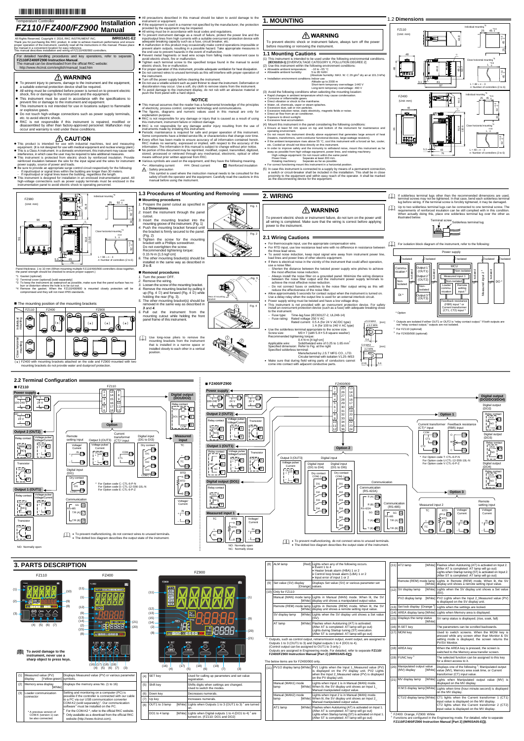Temperature Controller

# FZ110/FZ400/FZ900 Installation Manual

IMR03A01-E2

All Rights Reserved, Copyright © 2016, RKC INSTRUMENT INC.

Thank you for purchasing this RKC product. In order to achieve maximum performance and ensure proper operation of the instrument, carefully read all the instructions in this manual. Please place the manual in a convenient location for easy reference.

This manual describes installation and wiring of FZ110/400/900 controllers.

For detailed handling procedures and key operations, refer to separate **FZ110/FZ400/FZ900 Instruction Manual.**
The manual can be downloaded from the official RKC website:
http://www.rkcinst.com/english/manual_load.htm

## ⚠ WARNING

- To prevent injury to persons, damage to the instrument and the equipment, a suitable external protection device shall be required.
- All wiring must be completed before power is turned on to prevent electric shock, fire or damage to the instrument and the equipment.
- This instrument must be used in accordance with the specifications to prevent fire or damage to the instrument and equipment.
- This instrument is not intended for use in locations subject to flammable or explosive gases.
- Do not touch high-voltage connections such as power supply terminals, etc. to avoid electric shock.
- RKC is not responsible if this instrument is repaired, modified or disassembled by other than factory-approved personnel. Malfunction may occur and warranty is void under these conditions.

## ⚠ CAUTION

- This product is intended for use with industrial machines, test and measuring equipment. (It is not designed for use with medical equipment and nuclear energy plant.)
- This is a Class A instrument. In a domestic environment, this instrument may cause radio interference, in which case the user may be required to take additional measures.
- This instrument is protected from electric shock by reinforced insulation. Provide reinforced insulation between the wire for the input signal and the wires for instrument power supply, source of power and loads.
- Be sure to provide an appropriate surge control circuit respectively for the following:
  - If input/output or signal lines within the building are longer than 30 meters.
  - If input/output or signal lines leave the building, regardless the length.
- This instrument is designed for installation in an enclosed instrumentation panel. All high-voltage connections such as power supply terminals must be enclosed in the instrumentation panel to avoid electric shock to operating personnel.
- All precautions described in this manual should be taken to avoid damage to the instrument or equipment.
- If the equipment is used in a manner not specified by the manufacturer, the protection provided by the equipment may be impaired.
- All wiring must be in accordance with local codes and regulations.
- To prevent instrument damage as a result of failure, protect the power line and the input/output lines from high currents with a suitable overcurrent protection device with adequate breaking capacity such as a fuse, circuit breaker, etc.
- A malfunction in this product may occasionally make control operations impossible or prevent alarm outputs, resulting in a possible hazard. Take appropriate measures in the end use to prevent hazards in the event of malfunction.
- Prevent metal fragments or lead wire scraps from falling inside instrument case to avoid electric shock, fire or malfunction.
- Tighten each terminal screw to the specified torque found in the manual to avoid electric shock, fire or malfunction.
- For proper operation of this instrument, provide adequate ventilation for heat dissipation.
- Do not connect wires to unused terminals as this will interfere with proper operation of the instrument.
- Turn off the power supply before cleaning the instrument.
- Do not use a volatile solvent such as paint thinner to clean the instrument. Deformation or discoloration may occur. Use a soft, dry cloth to remove stains from the instrument.
- To avoid damage to the instrument display, do not rub with an abrasive material or push the front panel with a hard object.

### NOTICE

- This manual assumes that the reader has a fundamental knowledge of the principles of electricity, process control, computer technology and communications.
- The figures, diagrams and numeric values used in this manual are only for explanation purpose.
- RKC is not responsible for any damage or injury that is caused as a result of using this instrument, instrument failure or indirect damage.
- RKC is not responsible for any damage and/or injury resulting from the use of instruments made by imitating this instrument.
- Periodic maintenance is required for safe and proper operation of this instrument. Some components have a limited service life, or characteristics that change over time.
- Every effort has been made to ensure accuracy of all information contained herein. RKC makes no warranty, expressed or implied, with respect to the accuracy of the information. The information in this manual is subject to change without prior notice.
- No portion of this document may be reprinted, modified, copied, transmitted, digitized, stored, processed or retrieved through any mechanical, electronic, optical or other means without prior written approval from RKC.
- Various symbols are used on the equipment, and they have the following meaning.
  - ∿ : Alternating current ⎓ : Direct current ⧈ : Reinforced insulation
  - ⚠ : Safety precaution
  This symbol is used where the instruction manual needs to be consulted for the safety of both the operator and the equipment. Carefully read the cautions in this manual before using the instrument.

## 1. MOUNTING

### ⚠ WARNING

To prevent electric shock or instrument failure, always turn off the power before mounting or removing the instrument.

### 1.1 Mounting Cautions

(1) This instrument is intended to be used under the following environmental conditions. **(IEC61010-1)** [OVERVOLTAGE CATEGORY II, POLLUTION DEGREE 2]

(2) Use this instrument within the following environment conditions:
- Allowable ambient temperature: −10 to +55 °C
- Allowable ambient humidity: 5 to 95 %RH (Absolute humidity: MAX. W. C 29 g/m³ dry air at 101.3 kPa)
- Installation environment conditions: Indoor use
  - Altitude up to 2000 m
  - Short-term temporary overvoltage: 1440 V
  - Long-term temporary overvoltage: 490 V

(3) Avoid the following conditions when selecting the mounting location:
- Rapid changes in ambient temperature which may cause condensation.
- Corrosive or inflammable gases.
- Direct vibration or shock to the mainframe.
- Water, oil, chemicals, vapor or steam splashes.
- Excessive dust, salt or iron particles.
- Excessive induction noise, static electricity, magnetic fields or noise.
- Direct air flow from an air conditioner.
- Exposure to direct sunlight.
- Excessive heat accumulation.

(4) Mount this instrument in the panel considering the following conditions:
- Ensure at least 50 mm space on top and bottom of the instrument for maintenance and operating environment.
- Do not mount this instrument directly above equipment that generates large amount of heat (heaters, transformers, semi-conductor functional devices, large-wattage resistors).
- If the ambient temperature rises above 55 °C, cool this instrument with a forced air fan, cooler, etc. Cooled air should not blow directly on this instrument.
- In order to improve safety and the immunity to withstand noise, mount this instrument as far away as possible from high voltage equipment, power lines, and rotating machinery.
  - High voltage equipment: Do not mount within the same panel.
  - Power lines: Separate at least 200 mm.
  - Rotating machinery: Separate as far as possible.
- For correct functioning mount this instrument in a horizontal position.

(5) In case this instrument is connected to a supply by means of a permanent connection, a switch or circuit-breaker shall be included in the installation. This shall be in close proximity to the equipment and within easy reach of the operator. It shall be marked as the disconnecting device for the equipment.

### 1.2 Dimensions

FZ110 (Unit: mm): Individual mounting *3; Close horizontal mounting *4. L = 48 × n − 3; n: Number of controllers (2 to 6)

FZ400 (Unit: mm): Individual mounting *3; Close horizontal mounting *4. L = 48 × n − 3; n: Number of controllers (2 to 6)

FZ900 (Unit: mm): Individual mounting *3; Close horizontal mounting *4. L = 96 × n − 4; n: Number of controllers (2 to 6)

Panel thickness: 1 to 10 mm (When mounting multiple FZ110/400/900 controllers close together, the panel strength should be checked to ensure proper support.)

*1 Gasket (optional)
*2 Terminal cover (optional) [sold separately]
*3 To keep the instrument as waterproof as possible, make sure that the panel surface has no burr or distortion where the hole is to be cut out.
*4 Remove the gasket. When the FZ110/400/900 is mounted closely protection will be compromised and they will not meet IP65 standards.

■ The mounting position of the mounting brackets

(★) FZ400 with mounting brackets attached on the side and FZ900 mounted with two mounting brackets do not provide water and dustproof protection.

### 1.3 Procedures of Mounting and Removing

**■ Mounting procedures**

1. Prepare the panel cutout as specified in **1.2 Dimensions**.
2. Insert the instrument through the panel cutout.
3. Insert the mounting bracket into the mounting groove of the instrument. (Fig. 1)
4. Push the mounting bracket forward until the bracket is firmly secured to the panel. (Fig. 2)
5. Tighten the screw for the mounting bracket with a Phillips screwdriver. Do not overtighten the screw. Recommended tightening torque: 0.15 N·m [1.5 kgf·cm]
6. The other mounting bracket(s) should be installed in the same way as described in *3* to *5*.

**■ Removal procedures**

1. Turn the power OFF.
2. Remove the wiring.
3. Loosen the screw of the mounting bracket.
4. Remove the mounting bracket by pulling it up (Fig. 4 ①) and forward (Fig. 4 ②) while holding the rear (Fig. 3).
5. The other mounting bracket(s) should be removed in the same way as described in *3* and *4*.
6. Pull out the instrument from the mounting cutout while holding the front panel frame of this instrument.

Use long-nose pliers to remove the mounting brackets from the instrument that is installed in a narrow space or installed closely to each other in a vertical position.

## 2. WIRING

### ⚠ WARNING

To prevent electric shock or instrument failure, do not turn on the power until all wiring is completed. Make sure that the wiring is correct before applying power to the instrument.

### 2.1 Wiring Cautions

- For thermocouple input, use the appropriate compensation wire.
- For RTD input, use low resistance lead wire with no difference in resistance between the three lead wires.
- To avoid noise induction, keep input signal wire away from instrument power line, load lines and power lines of other electric equipment.
- If there is electrical noise in the vicinity of the instrument that could affect operation, use a noise filter.
  - Shorten the distance between the twisted power supply wire pitches to achieve the most effective noise reduction.
  - Always install the noise filter on a grounded panel. Minimize the wiring distance between the noise filter output and the instrument power supply terminals to achieve the most effective noise reduction.
  - Do not connect fuses or switches to the noise filter output wiring as this will reduce the effectiveness of the noise filter.
- Allow approximately 5 seconds for contact output when the instrument is turned on. Use a delay relay when the output line is used for an external interlock circuit.
- Power supply wiring must be twisted and have a low voltage drop.
- This instrument is not provided with an overcurrent protection device. For safety install an overcurrent protection device (such as a fuse) with adequate breaking close to the instrument.
  - Fuse type: Time-lag fuse (IEC60127-2, UL248-14)
  - Fuse rating: Rated voltage 250 V AC; Rated current: 0.5 A (for 24 V AC/DC type); 1 A (for 100 to 240 V AC type)
- Use the solderless terminal appropriate to the screw size.
  - Screw size: M3 × 7 (with 5.8 × 5.8 square washer)
  - Recommended tightening torque: 0.4 N·m [4 kgf·cm]
  - Applicable wire: Solid/twisted wire of 0.25 to 1.65 mm²
  - Specified dimension: Refer to Fig. at the right
  - Specified solderless terminal: Manufactured by J.S.T MFG CO., LTD. Circular terminal with isolation V1.25–MS3
- Make sure that during field wiring parts of conductors cannot come into contact with adjacent conductive parts.

If solderless terminal lugs other than the recommended dimensions are used, terminal screws may not be tightened. In that case, bend each solderless terminal lug before wiring. If the terminal screw is forcibly tightened, it may be damaged.

Up to two solderless terminal lugs can be connected to one terminal screw. The requirements of reinforced insulation can be still complied with in this condition. When actually doing this, place one solderless terminal lug over the other as illustrated below.

For isolation block diagram of the instrument, refer to the following:

\* Option

[1] Outputs are isolated if either OUT1 or OUT2 is "relay contact output." If both outputs are not "relay contact output," outputs are not isolated.
[2] For FZ110 (optional)
[3] For FZ400/900 (optional)

### 2.2 Terminal Configuration

**■ FZ110**

\* For Option code C: CTL-6-P-N
For Option code D: CTL-12-S56-10L-N
For Option code E: CTL-6-P-Z

- To prevent malfunctioning, do not connect wires to unused terminals.
- The dotted box diagram describes the output state of the instrument.

NO: Normally open

**■ FZ400/FZ900**

\* For Option code T: CTL-6-P-N
For Option code U: CTL-12-S56-10L-N
For Option code V: CTL-6-P-Z

NO: Normally open
NC: Normally close

- To prevent malfunctioning, do not connect wires to unused terminals.
- The dotted box diagram describes the output state of the instrument.

## 3. PARTS DESCRIPTION

To avoid damage to the instrument, never use a sharp object to press keys.

| No. | Name | | Description |
|---|---|---|---|
| (1) | Measured value (PV) display | [Yellow-green] | Displays Measured value (PV) or various parameter symbols. |
| (2) | Memory area display | [White] | Displays the memory area No. (1 to 16) |
| (3) | Loader communication connector | | Setting and monitoring on a computer (PC) is possible if the controller is connected with our cable to a PC via our USB communication converter COM-K2 (sold separately)[1]. Our communication software[2] must be installed on the PC. |

\* A previous version of COM-K (version 1) can be also connected.

[1] For the COM-K2 *, refer to the official RKC website.
[2] Only available as a download from the official RKC website (http://www.rkcinst.com).

| No. | Name | Description |
|---|---|---|
| (4) | SET key | Used for calling up parameters and set value registration. |
| (5) | Shift key | Shifts digits when settings are changed. Used to switch the modes. |
| (6) | Down key | Decreases numerals. |
| (7) | Up key | Increases numerals. |
| (8) | OUT1 to 3 lamp | [White] Lights when Outputs 1 to 3 (OUT1 to 3) [3] are turned on. |
| | DO1 to 4 lamp | [White] Lights when Digital outputs 1 to 4 (DO1 to 4) [3] are turned on. (FZ110: DO1 and DO2) |

| No. | Name | | Description |
|---|---|---|---|
| (8) | ALM lamp | [Red] | Lights when any of the following occurs. • Event 1 to 4 • Heater break alarm (HBA) 1 or 2 • Control loop break alarm (LBA) 1 or 2 • Input error of input 1 or 2 |
| (9) | Set value (SV) display | [Orange] | Displays Set value (SV) or various parameter set values. |
| (10) | Only for FZ110 | | |
| | Manual (MAN) mode lamp | [White] | Lights when in Manual (MAN) mode. When lit, the SV display unit shows a manipulated output value. |
| | Remote (REM) mode lamp | [White] | Lights when in Remote (REM) mode. When lit, the SV display unit shows a remote setting input value. |
| | SV display lamp | [White] | Lights when the SV display unit shows a Set value (SV). |
| | AT lamp | [White] | Flashes when Autotuning (AT) is activated. (After AT is completed: AT lamp will go out) Lights during Startup tuning (ST) execution. (After ST is completed: AT lamp will go out) |

[3] Outputs, such as control output, retransmission output, event output, are assigned to Outputs 1 to 3 (OUT1 to 3) and Digital outputs 1 to 4 (DO1 to 4). (Control output can be assigned to OUT1 to 3 only.) Output are assigned in Engineering mode. For detail, refer to separate **FZ110/FZ400/FZ900 Instruction Manual [Part 2] (IMR03A05-E□).**

The below items are for FZ400/900 only.

| No. | Name | | Description |
|---|---|---|---|
| (11) | PV1/2 display lamp | [White] | PV1 Lights when the Input 1_Measured value (PV) is displayed on the PV display unit. PV2 Lights when the Input 2_Measured value (PV) is displayed on the PV display unit. |
| | Manual (MAN1) mode lamp | [White] | Lights when Input 1 is in Manual (MAN) mode. When lit, the SV display unit shows an Input 1_ Manual manipulated output value. |
| | Manual (MAN2) mode lamp | [White] | Lights when Input 2 is in Manual (MAN) mode. When lit, the SV display unit shows an Input 2_ Manual manipulated output value. |
| | AT1 lamp | [White] | Flashes when Autotuning (AT) is activated on Input 1. (After AT is completed: AT lamp will go out) Lights when Startup tuning (ST) is activated on Input 1. (After ST is completed: AT lamp will go out) |
| (11) | AT2 lamp | [White] | Flashes when Autotuning (AT) is activated on Input 2. (After AT is completed: AT lamp will go out) Lights when Startup tuning (ST) is activated on Input 2. (After ST is completed: AT lamp will go out) |
| | Remote (REM) mode lamp | [White] | Lights in Remote (REM) mode. When lit, the SV display unit shows a remote setting input value. |
| (12) | SV display lamp | [White] | Lights when the SV display unit shows a Set value (SV). |
| | PV2 display lamp | [White] | PV2 Lights when the Input 2_Measured value (PV) is displayed on the SV display unit. |
| (13) | Set lock display | [Orange [4]] | Lights when the settings are locked. |
| (14) | AREA display lamp | [White] | Lights when Memory area is displayed. |
| (15) | Displays the ramp status | [White] | SV ramp status is displayed. (rise, soak, fall) |
| (16) | R.SET key | | The parameters can be scrolled backwards. |
| (17) | MONI key | | Used to switch screens. When the MONI key is pressed while any screen other than Monitor & SV setting mode is displayed, the screen returns the PV/SV Monitor. |
| (18) | AREA key | | When the AREA key is pressed, the screen is switched to the Memory area transfer screen. |
| (19) | FUNC key [5] | | The selected function can be assigned to this key for a direct access to it. |
| (20) | Manipulated output value (MV) display | [White] | Displays one of the following [5]. Manipulated output value (MV), Memory area soak time, or Current transformer (CT) input value. |
| (21) | MV display lamp | [White] | Lights when Manipulated output value (MV) is displayed on the MV display. |
| | H:M:S display lamp | [White] | Lights when time (hour:minute:second) is displayed on the MV display. |
| | CT1/2 display lamp | [White] | CT1 lights when the Current transformer 1 (CT1) input value is displayed on the MV display. CT2 lights when the Current transformer 2 (CT2) input value is displayed on the MV display. |

[4] FZ400: Orange, FZ900: White
[5] Functions are configured in the Engineering mode. For detailed, refer to separate **FZ110/FZ400/FZ900 Instruction Manual [Part 2] (IMR03A05-E□).**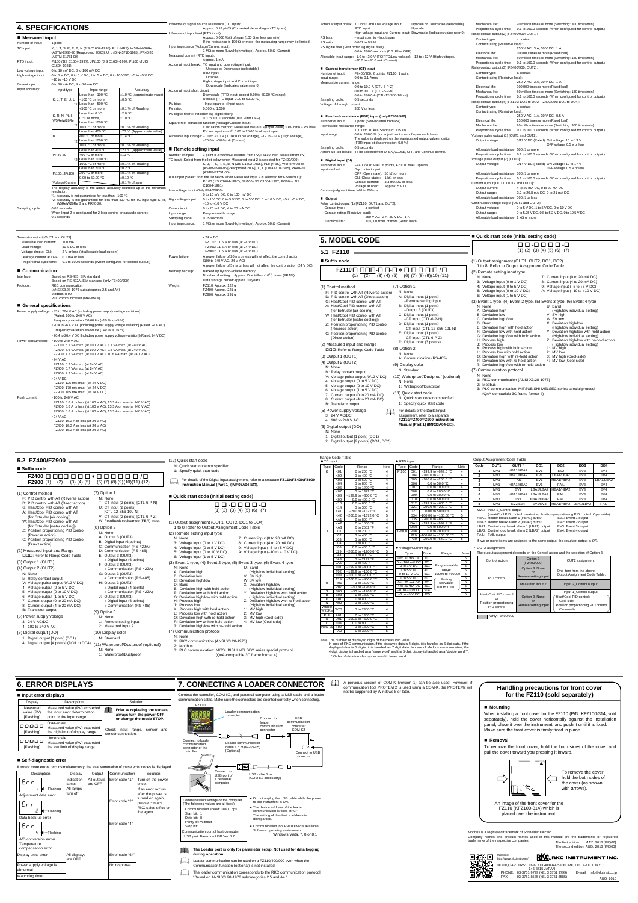## 4. SPECIFICATIONS

### ■ Measured input

Number of input: 1 point

TC input: K, J, T, S, R, E, B, N (JIS C1602-1995), PLII (NBS), W5Re/W26Re (ASTM-E988-96 [Reapproved 2002]), U, L (DIN43710-1985), PR40-20 (ASTM-E1751-00)

RTD input: Pt100 (JIS C1604-1997), JPt100 (JIS C1604-1997, Pt100 of JIS C1604-1981)

Low voltage input: 0 to 10 mV DC, 0 to 100 mV DC

High voltage input: 0 to 1 V DC, 0 to 5 V DC, 1 to 5 V DC, 0 to 10 V DC, −5 to +5 V DC, −10 to +10 V DC

Current input: 0 to 20 mA DC, 4 to 20 mA DC

Input accuracy:

| Input type | | Input range | Accuracy |
|---|---|---|---|
| K, J, T, E, U, L | *1 | Less than −100 °C | ±1.0 °C (Approximate value) |
| | | −100 °C or more, Less than +500 °C | ±0.5 °C |
| | | +500 °C or more | ±0.1 % of Reading |
| S, R, N, PLII, W5Re/W26Re | *2 | Less than 0 °C | ±2.0 °C |
| | | 0 °C or more, Less than 1000 °C | ±1.0 °C |
| | | 1000 °C or more | ±0.1 % of Reading |
| B | *2 | Less than 400 °C | ±70 °C (Approximate value) |
| | | 400 °C or more, Less than 1000 °C | ±1.4 °C |
| | | 1000 °C or more | ±0.1 % of Reading |
| PR40-20 | | Less than 400 °C | ±20 °C (Approximate value) |
| | | 400 °C or more, Less than 1000 °C | ±10 °C |
| | | 1000 °C or more | ±0.1 % of Reading |
| Pt100, JPt100 | | Less than 200 °C | ±0.2 °C |
| | | 200 °C or more | ±0.1 % of Reading |
| | | 0.00 to 50.00 °C | ±0.10 °C |
| Voltage/Current | | | ±0.1 % of span |

The display accuracy is the above accuracy rounded up at the minimum resolution.

*1: Accuracy is not guaranteed for less than −100 °C.

*2: Accuracy is not guaranteed for less than 400 °C for TC input type S, R, W5Re/W26Re B and PR40-20.

Sampling cycle: 0.05 seconds
When Input 2 is configured for 2-loop control or cascade control: 0.1 seconds

Influence of signal source resistance (TC input): Approx. 0.18 µV/Ω (Converted depending on TC types)

Influence of input lead (RTD input): Approx. 0.006 %/Ω of span (100 Ω or less per wire)
If the resistance is 100 Ω or more, the measuring range may be limited.

Input impedance (Voltage/Current input): 1 MΩ or more (Low/High voltage), Approx. 50 Ω (Current)

Measured current (RTD input): Approx. 1 mA

Action at input break: TC input and Low voltage input: Upscale or Downscale (selectable)
RTD input: Upscale
High voltage input and Current input: Downscale (Indicates value near 0)

Action at input short circuit: Downscale (RTD input: except 0.00 to 50.00 °C range)
Upscale (RTD input: 0.00 to 50.00 °C)

PV bias: −Input span to +Input span

PV ratio: 0.500 to 1.500

PV digital filter (First order lag digital filter): 0.0 to 100.0 seconds (0.0: Filter OFF)

Square root extraction function (Voltage/Current input): Calculation method: Measured value = √(Input value) × PV ratio + PV bias
PV low input cut-off: 0.00 to 25.00 % of input span

Allowable input range: −1.0 to +3.0 V (TC/RTD/Low voltage), −12 to +12 V (High voltage), −20.0 to +30.0 mA (Current)

### ■ Remote setting input

Number of input: 1 point (FZ400/900: Isolated from PV, FZ110: Non-isolated from PV)

TC input (Select from the list below when Measured input 2 is selected for FZ400/900): K, J, T, S, R, E, B, N (JIS C1602-1995), PLII (NBS), W5Re/W26Re (ASTM-E988-96 [Reapproved 2002]), U, L (DIN43710-1985), PR40-20 (ASTM-E1751-00)

RTD input (Select from the list below when Measured input 2 is selected for FZ400/900): Pt100 (JIS C1604-1997), JPt100 (JIS C1604-1997, Pt100 of JIS C1604-1981)

Low voltage input (Only FZ400/900): 0 to 10 mV DC, 0 to 100 mV DC

High voltage input: 0 to 1 V DC, 0 to 5 V DC, 1 to 5 V DC, 0 to 10 V DC, −5 to +5 V DC, −10 to +10 V DC

Current input: 0 to 20 mA DC, 4 to 20 mA DC

Input range: Programmable range

Sampling cycle: 0.05 seconds

Input impedance: 1 MΩ or more (Low/High voltage), Approx. 50 Ω (Current)

Action at input break: TC input and Low voltage input: Upscale or Downscale (selectable)
RTD input: Upscale
High voltage input and Current input: Downscale (Indicates value near 0)

RS bias: −Input span to +Input span

RS ratio: 0.001 to 9.999

RS digital filter (First order lag digital filter): 0.0 to 100.0 seconds (0.0: Filter OFF)

Allowable input range: −1.0 to +3.0 V (TC/RTD/Low voltage), −12 to +12 V (High voltage), −20.0 to +30.0 mA (Current)

### ■ Current transformer (CT) input

Number of input: FZ400/900: 2 points, FZ110: 1 point

Input range: 0.0 to 0.1 Arms

Measurable current range:
0.0 to 10.0 A (CTL-6-P-Z)
0.0 to 30.0 A (CTL-6-P-N)
0.0 to 100.0 A (CTL-12-S56-10L-N)

Sampling cycle: 0.5 seconds

Voltage of through current: 300 V or less

### ■ Feedback resistance (FBR) input (only FZ400/900)

Number of input: 1 point (Non-isolated from PV)

Permissible resistance range: 100 Ω to 10 kΩ (Standard: 135 Ω)

Input range: 0.0 to 100.0 % (for adjustment span of open and close)
The value is displayed on the Manipulated output value monitor (FBR input at disconnection: 0.0 %)

Sampling cycle: 0.5 seconds

Action at FBR break: To be selected from OPEN, CLOSE, OFF, and Continue control.

### ■ Digital input (DI)

Number of input: FZ400/900: MAX. 6 points, FZ110: MAX. 3points

Input method: Dry contact input
OFF (Open state): 50 kΩ or more
ON (Close state): 1 kΩ or less
Contact current: 3.3 mA DC or less
Voltage at open: Approx. 5 V DC

Capture judgment time: Within 200 ms

### ■ Output

Relay contact output (1) [FZ110: OUT1 and OUT2]:
Contact type: a contact
Contact rating (Resistive load): 250 V AC 3 A, 30 V DC 1 A
Electrical life: 100,000 times or more (Rated load)
Mechanical life: 20 million times or more (Switching: 300 times/min)
Proportional cycle time: 0.1 to 100.0 seconds (When configured for control output.)

Relay contact output (2) [FZ400/900: OUT1]:
Contact type: c contact
Contact rating (Resistive load): 250 V AC 3 A, 30 V DC 1 A
Electrical life: 300,000 times or more (Rated load)
Mechanical life: 50 million times or more (Switching: 180 times/min)
Proportional cycle time: 0.1 to 100.0 seconds (When configured for control output.)

Relay contact output (3) [FZ400/900: OUT2]:
Contact type: a contact
Contact rating (Resistive load): 250 V AC 3 A, 30 V DC 1 A
Electrical life: 300,000 times or more (Rated load)
Mechanical life: 50 million times or more (Switching: 180 times/min)
Proportional cycle time: 0.1 to 100.0 seconds (When configured for control output.)

Relay contact output (4) [FZ110: DO1 to DO2, FZ400/900: DO1 to DO4]:
Contact type: a contact
Contact rating (Resistive load): 250 V AC 0.5 A, 30 V DC 0.5 A
Electrical life: 150,000 times or more (Rated load)
Mechanical life: 20 million times or more (Switching: 300 times/min)
Proportional cycle time: 0.1 to 100.0 seconds (When configured for control output.)

Voltage pulse output (1) [OUT1 and OUT2]:
Output voltage: 0/12 V DC (Rated) ON voltage: 10 to 13 V, OFF voltage: 0.5 V or less
Allowable load resistance: 500 Ω or more
Proportional cycle time: 0.1 to 100.0 seconds (When configured for control output.)

Voltage pulse output (2) [OUT3]:
Output voltage: 0/14 V DC (Rated) ON voltage: 12 to 17 V, OFF voltage: 0.5 V or less
Allowable load resistance: 600 Ω or more
Proportional cycle time: 0.1 to 100.0 seconds (When configured for control output.)

Current output [OUT1, OUT2 and OUT3]:
Output current: 4 to 20 mA DC, 0 to 20 mA DC
Output range: 3.2 to 20.8 mA DC, 0 to 21 mA DC
Allowable load resistance: 500 Ω or less

Continuous voltage output [OUT1 and OUT2]:
Output voltage: 0 to 5 V DC, 1 to 5 V DC, 0 to 10 V DC
Output range: 0 to 5.25 V DC, 0.8 to 5.2 V DC, 0 to 10.5 V DC
Allowable load resistance: 1 kΩ or more

Transistor output [OUT1 and OUT2]:
Allowable load current: 100 mA
Load voltage: 30 V DC or less
Voltage drop at ON: 2 V or less (at allowable load current)
Leakage current at OFF: 0.1 mA or less
Proportional cycle time: 0.1 to 100.0 seconds (When configured for control output.)

### ■ Communication

Interface: Based on RS-485, EIA standard
Based on RS-422A, EIA standard (only FZ400/900)

Protocol: RKC communication (ANSI X3.28-1976 subcategories 2.5 and A4)
Modbus-RTU
PLC communication (MAPMAN)

### ■ General specifications

Power supply voltage:
• 85 to 264 V AC [Including power supply voltage variation] (Rated: 100 to 240 V AC)
Frequency variation: 50/60 Hz (−10 % to +5 %)
• 20.4 to 26.4 V AC [Including power supply voltage variation] [Rated: 24 V AC]
Frequency variation: 50/60 Hz (−10 % to +5 %)
• 20.4 to 26.4 V DC [Including power supply voltage variation] [Rated: 24 V DC]

Power consumption:
• 100 to 240 V AC
FZ110: 5.2 VA max. (at 100 V AC), 8.1 VA max. (at 240 V AC)
FZ400: 6.6 VA max. (at 100 V AC), 9.8 VA max. (at 240 V AC)
FZ900: 7.2 VA max. (at 100 V AC), 10.6 VA max. (at 240 V AC)
• 24 V AC
FZ110: 5.2 VA max. (at 24 V AC)
FZ400: 6.7 VA max. (at 24 V AC)
FZ900: 7.2 VA max. (at 24 V AC)
• 24 V DC
FZ110: 126 mA max. ( at 24 V DC)
FZ400: 170 mA max. ( at 24 V DC)
FZ900: 185 mA max. ( at 24 V DC)

Rush current:
• 100 to 240 V AC
FZ110: 5.6 A or less (at 100 V AC), 13.3 A or less (at 240 V AC)
FZ400: 5.6 A or less (at 100 V AC), 13.3 A or less (at 240 V AC)
FZ900: 5.6 A or less (at 100 V AC), 13.3 A or less (at 240 V AC)
• 24 V AC
FZ110: 16.3 A or less (at 24 V AC)
FZ400: 16.3 A or less (at 24 V AC)
FZ900: 16.3 A or less (at 24 V AC)
• 24 V DC
FZ110: 11.5 A or less (at 24 V DC)
FZ400: 11.5 A or less (at 24 V DC)
FZ900: 11.5 A or less (at 24 V DC)

Power failure: A power failure of 20 ms or less will not affect the control action (100 to 240 V AC, 24 V AC)
A power failure of 5 ms or less will not affect the control action (24 V DC)

Memory backup: Backed up by non-volatile memory
Number of writing: Approx. One trillion ($10^{12}$) times (FRAM)
Data storage period: Approx. 10 years

Weight: FZ110: Approx. 122 g
FZ400: Approx. 221 g
FZ900: Approx. 291 g

## 5. MODEL CODE

### 5.1 FZ110

#### ■ Suffix code

FZ110 □ □□□-□ □-□ ∗ □ □ □ □ □ / □
(1) (2) (3) (4) (5) (6) (7) (8) (9) (10) (11)

(1) Control method
F: PID control with AT (Reverse action)
D: PID control with AT (Direct action)
G: Heat/Cool PID control with AT
A: Heat/Cool PID control with AT (for Extruder [air cooling])
W: Heat/Cool PID control with AT (for Extruder [water cooling])
Z: Position proportioning PID control (Reverse action)
C: Position proportioning PID control (Direct action)

(2) Measured input and Range
□□□: Refer to Range Code Table

(3) Output 1 (OUT1),
(4) Output 2 (OUT2)
N: None
M: Relay contact output
V: Voltage pulse output (0/12 V DC)
4: Voltage output (0 to 5 V DC)
5: Voltage output (0 to 10 V DC)
6: Voltage output (1 to 5 V DC)
7: Current output (0 to 20 mA DC)
8: Current output (4 to 20 mA DC)
B: Transistor output

(5) Power supply voltage
3: 24 V AC/DC
4: 100 to 240 V AC

(6) Digital output (DO)
N: None
1: Digital output [1 point] (DO1)
2: Digital output [2 points] (DO1, DO2)

(7) Option 1
N: None
A: Digital input (1 point) +Remote setting input
B: Digital input (1 point) +Output 3 (OUT3)
C: Digital input (1 point) +CT input (CTL-6-P-N)
D: Digital input (1 point) +CT input (CTL-12-S56-10L-N)
E: Digital input (1 point) +CT input (CTL-6-P-Z)
F: Digital input (3 points)

(8) Option 2
N: None
5: Communication (RS-485)

(9) Display color
N: Standard

(10) Waterproof/Dustproof (optional)
N: None
1: Waterproof/Dustproof

(11) Quick start code
N: Quick start code not specified
1: Specify quick start code

For details of the Digital input assignment, refer to a separate **FZ110/FZ400/FZ900 Instruction Manual [Part 1] (IMR03A04-E□)**.

#### ■ Quick start code (Initial setting code)

□ □ - □ □ □ □ - □
(1) (2) (3) (4) (5) (6) (7)

(1) Output assignment (OUT1, OUT2, DO1, DO2)
1 to 8: Refer to Output Assignment Code Table

(2) Remote setting input type
N: None
3: Voltage input (0 to 1 V DC)
4: Voltage input (0 to 5 V DC)
5: Voltage input (0 to 10 V DC)
6: Voltage input (1 to 5 V DC)
7: Current input (0 to 20 mA DC)
8: Current input (4 to 20 mA DC)
9: Voltage input (−5 to +5 V DC)
A: Voltage input (−10 to +10 V DC)

(3) Event 1 type, (4) Event 2 type, (5) Event 3 type, (6) Event 4 type
N: None
A: Deviation high
B: Deviation low
C: Deviation high/low
D: Band
E: Deviation high with hold action
F: Deviation low with hold action
G: Deviation high/low with hold action
H: Process high
J: Process low
K: Process high with hold action
L: Process low with hold action
Q: Deviation high with re-hold action
R: Deviation low with re-hold action
T: Deviation high/low with re-hold action
U: Band (High/low individual setting)
V: SV high
W: SV low
X: Deviation high/low (High/low individual setting)
Y: Deviation high/low with hold action (High/low individual setting)
Z: Deviation high/low with re-hold action (High/low individual setting)
1: MV high
2: MV low
3: MV high (Cool-side)
4: MV low (Cool-side)

(7) Communication protocol
N: None
1: RKC communication (ANSI X3.28-1976)
2: Modbus
3: PLC communication: MITSUBISHI MELSEC series special protocol (QnA-compatible 3C frame format 4)

### 5.2 FZ400/FZ900

#### ■ Suffix code

FZ400 □ □□□-□ □ □ ∗ □ □ □ □ □ □ / □
FZ900 (1) (2) (3) (4) (5) (6) (7) (8) (9) (10) (11) (12)

(1) Control method
F: PID control with AT (Reverse action)
D: PID control with AT (Direct action)
G: Heat/Cool PID control with AT
A: Heat/Cool PID control with AT (for Extruder [air cooling])
W: Heat/Cool PID control with AT (for Extruder [water cooling])
Z: Position proportioning PID control (Reverse action)
C: Position proportioning PID control (Direct action)

(2) Measured input and Range
□□□: Refer to Range Code Table

(3) Output 1 (OUT1),
(4) Output 2 (OUT2)
N: None
M: Relay contact output
V: Voltage pulse output (0/12 V DC)
4: Voltage output (0 to 5 V DC)
5: Voltage output (0 to 10 V DC)
6: Voltage output (1 to 5 V DC)
7: Current output (0 to 20 mA DC)
8: Current output (4 to 20 mA DC)
B: Transistor output

(5) Power supply voltage
3: 24 V AC/DC
4: 100 to 240 V AC

(6) Digital output (DO)
N: None
1: Digital output [1 point] (DO1)
4: Digital output [4 points] (DO1 to DO4)

(7) Option 1
N: None
T: CT input (2 points) [CTL-6-P-N]
U: CT input (2 points) [CTL-12-S56-10L-N]
V: CT input (2 points) [CTL-6-P-Z]
W: Feedback resistance (FBR) input

(8) Option 2
N: None
A: Output 3 (OUT3)
B: Digital input (6 points)
C: Communication (RS-422A)
D: Communication (RS-485)
E: Output 3 (OUT3) + Digital input (6 points)
F: Output 3 (OUT3) + Communication (RS-422A)
G: Output 3 (OUT3) + Communication (RS-485)
H: Output 3 (OUT3) + Digital input (6 points) + Communication (RS-422A)
J: Output 3 (OUT3) + Digital input (6 points) + Communication (RS-485)

(9) Option 3
N: None
1: Remote setting input
2: Measured input 2

(10) Display color
N: Standard

(11) Waterproof/Dustproof (optional)
N: None
1: Waterproof/Dustproof

(12) Quick start code
N: Quick start code not specified
1: Specify quick start code

For details of the Digital input assignment, refer to a separate **FZ110/FZ400/FZ900 Instruction Manual [Part 1] (IMR03A04-E□)**.

#### ■ Quick start code (Initial setting code)

□ □ - □ □ □ □ - □
(1) (2) (3) (4) (5) (6) (7)

(1) Output assignment (OUT1, OUT2, DO1, DO2)
1 to 8: Refer to Output Assignment Code Table

(2) Remote setting input type
N: None
3: Voltage input (0 to 1 V DC)
4: Voltage input (0 to 5 V DC)
5: Voltage input (0 to 10 V DC)
6: Voltage input (1 to 5 V DC)
7: Current input (0 to 20 mA DC)
8: Current input (4 to 20 mA DC)
9: Voltage input (−5 to +5 V DC)
A: Voltage input (−10 to +10 V DC)

(3) Event 1 type, (4) Event 2 type, (5) Event 3 type, (6) Event 4 type
N: None
A: Deviation high
B: Deviation low
C: Deviation high/low
D: Band
E: Deviation high with hold action
F: Deviation low with hold action
G: Deviation high/low with hold action
H: Process high
J: Process low
K: Process high with hold action
L: Process low with hold action
Q: Deviation high with re-hold action
R: Deviation low with re-hold action
T: Deviation high/low with re-hold action
U: Band (High/low individual setting)
V: SV high
W: SV low
X: Deviation high/low (High/low individual setting)
Y: Deviation high/low with hold action (High/low individual setting)
Z: Deviation high/low with re-hold action (High/low individual setting)
1: MV high
2: MV low
3: MV high (Cool-side)
4: MV low (Cool-side)

(7) Communication protocol
N: None
1: RKC communication (ANSI X3.28-1976)
2: Modbus
3: PLC communication: MITSUBISHI MELSEC series special protocol (QnA-compatible 3C frame format 4)

#### Range Code Table

● TC input

| Type | Code | Range | Note |
|---|---|---|---|
| K | K01 | 0 to 200 °C | 4 |
| | K02 | 0 to 400 °C | 4 |
| | K03 | 0 to 600 °C | 4 |
| | K04 | 0 to 800 °C | 4 |
| | K06 | 0 to 1200 °C | 4 |
| | K07 | 0 to 1372 °C | 4 |
| | K08 | −199.9 to +300.0 °C | 4 |
| | K09 | 0.0 to 400.0 °C | 4 |
| | K10 | 0.0 to 800.0 °C | 4 |
| | K14 | 0 to 300 °C | 4 |
| | K41 | −200.0 to +1372.0 °C | 5 |
| | K42 | −200.0 to +1372.0 °C | 5 |
| | KA1 | 0 to 800 °F | 4 |
| | KA2 | 0 to 1600 °F | 4 |
| | KA3 | 0 to 2502 °F | 4 |
| J | J01 | 0 to 200 °C | 4 |
| | J02 | 0 to 400 °C | 4 |
| | J03 | 0 to 600 °C | 4 |
| | J04 | 0 to 800 °C | 4 |
| | J08 | 0.0 to 400.0 °C | 4 |
| | J29 | −200.0 to +1200.0 °C | 5 |
| | JA1 | 0 to 800 °F | 4 |
| | JA2 | 0 to 2192 °F | 4 |
| | JA6 | 0 to 400 °F | 4 |
| T | T01 | −199.9 to +400.0 °C | 4 |
| | T02 | −199.9 to +100.0 °C | 4 |
| | T03 | −100.0 to +200.0 °C | 4 |
| | T19 | −200.0 to +400.0 °C | 5 |
| R | R01 | 0 to 1600 °C | 4 |
| E | E07 | −50 to +1768 °C | 4 |
| S | S06 | −50 to +1768 °C | 4 |
| B | B03 | 0 to 1800 °C | 4 |
| E | E01 | 0 to 800 °C | 4 |
| N | N02 | 0 to 1300 °C | 4 |
| W5Re/W26Re | W03 | 0 to 2300 °C | 4 |
| PLII | A01 | 0 to 1300 °C | 4 |
| U | U01 | −199.9 to +600.0 °C | 4 |
| L | L04 | 0.0 to 900.0 °C | 4 |
| PR40-20 | F02 | 0 to 1800 °C | 5 |
| | FA1 | 0 to 3200 °F | 5 |

● RTD input

| Type | Code | Range | Note |
|---|---|---|---|
| Pt100 | D01 | −199.9 to +649.0 °C | 4 |
| | D04 | −100.0 to +100.0 °C | 4 |
| | D05 | −100.0 to +200.0 °C | 4 |
| | D06 | 0.0 to 50.0 °C | 4 |
| | D07 | 0.0 to 100.0 °C | 4 |
| | D08 | 0.0 to 200.0 °C | 4 |
| | D09 | 0.0 to 300.0 °C | 4 |
| | D10 | 0.0 to 500.0 °C | 4 |
| | D12 | −199.9 to +600.0 °C | 4 |
| | D21 | −200.0 to +200.0 °C | 5 |
| | D27 | 0.00 to 50.00 °C | 4 |
| | D34 | −100.00 to +100.00 °C | 5 |
| | D35 | −200.0 to +850.0 °C | 5 |
| | DA1 | −199.9 to +999.9 °F | 4 |
| | DA9 | 0.0 to 500.0 °F | 4 |
| JPt100 | P08 | 0.0 to 200.0 °C | 4 |
| | P29 | −100.00 to +100.00 °C | 5 |
| | P30 | −200.0 to +640.0 °C | 5 |

● Voltage/Current input

| Type | Code | Range | Note |
|---|---|---|---|
| 0 to 10 mV DC | 101 | Programmable range −19999 to +99999 (Factory set value: 0.0 to 100.0) | 5 |
| 0 to 100 mV DC | 201 | | 5 |
| 0 to 1 V DC | 301 | | 5 |
| 0 to 5 V DC | 401 | | 5 |
| 0 to 10 V DC | 501 | | 5 |
| 1 to 5 V DC | 601 | | 5 |
| 0 to 20 mA DC | 701 | | 5 |
| 4 to 20 mA DC | 801 | | 5 |
| −10 to +10 V DC | 904 | | 5 |
| −5 to +5 V DC | 905 | | 5 |

Note: The number of displayed digits of the measured value.
In case of RKC communication, if the displayed data is 4 digits, it is handled as 6 digit data. If the displayed data is 5 digits, it is handled as 7 digit data. In case of Modbus communication, the 4-digit display is handled as a "single word" and the 5-digit display is handled as a "double word"*.
* Order of data transfer: upper word to lower word

#### Output Assignment Code Table

| Code | OUT1 | OUT2 * | DO1 | DO2 | DO3 | DO4 |
|---|---|---|---|---|---|---|
| 1 | MV1 | HBA1/HBA2 | EV1 | EV2 | EV3 | EV4 |
| 2 | MV1 | HBA1/HBA2 | EV1 | LBA1/LBA2 | EV3 | EV4 |
| 3 | MV1 | FAIL | EV1 | HBA1/HBA2 | EV3 | LBA1/LBA2 |
| 4 | MV1 | HBA1/HBA2 | EV1 | FAIL | EV3 | EV4 |
| 5 | MV1 | EV1 | LBA1/LBA2 | HBA1/HBA2 | EV3 | EV4 |
| 6 | MV1 | HBA1/HBA2 | LBA1/LBA2 | FAIL | EV3 | EV4 |
| 7 | MV1 | EV1 | HBA1/HBA2 | FAIL | EV3 | EV4 |
| 8 | MV1 | EV2/EV4 | EV1/EV3 | HBA1/HBA2 | LBA1/LBA2 | FAIL |

MV1: Input 1_Control output (Heat/Cool PID control: Heat-side, Position proportioning PID control: Open-side)
HBA1: Heater break alarm 1 (HBA1) output
HBA2: Heater break alarm 2 (HBA2) output
LBA1: Control loop break alarm 1 (LBA1) output
LBA2: Control loop break alarm 2 (LBA2) output
FAIL: FAIL output
EV1: Event 1 output
EV2: Event 2 output
EV3: Event 3 output
EV4: Event 4 output

If two or more items are assigned to the same output, the resultant output is OR.

\* OUT2 assignment
The output assignment depends on the Control action and the selection of Option 3.

| Control action | Option 3 (FZ400/900) | OUT2 assignment |
|---|---|---|
| PID control | Option 3: None or Remote setting input | One item from the above Output Assignment Code Table. |
| | Measured input 2 | Input 2_Control output |
| Heat/Cool PID control or Position proportioning PID control | Option 3: None or Remote setting input | Input 1_Control output (Heat/Cool PID control: Cool-side, Position proportioning PID control: Close-side) |

Only FZ400/900

## 6. ERROR DISPLAYS

### ■ Input error displays

| Display | Description | Solution |
|---|---|---|
| Measured value (PV) [Flashing] | Measured value (PV) exceeded the input error determination point or the input range. | **Prior to replacing the sensor, always turn the power OFF or change the mode STOP.** Check input type, input range, sensor and sensor connection. |
| ▔▔▔▔▔ [Flashing] | Over-scale: Measured value (PV) exceeded the high limit of display range. | |
| ▁▁▁▁▁ [Flashing] | Underscale: Measured value (PV) exceeded the low limit of display range. | |

### ■ Self-diagnostic error

If two or more errors occur simultaneously, the total summation of these error codes is displayed.

| Description | Display | Output | Communication | Solution |
|---|---|---|---|---|
| Adjustment data error | Err 1 Flashing | Indication lamp: All lamps turn off | All outputs are OFF | Error code "1" | Turn off the power once. If an error occurs after the power is turned on again, please contact RKC sales office or the agent. |
| Data back-up error | Err 2 Flashing | | | Error code "2" | |
| A/D conversion error/ Temperature compensation error | Err 4 Flashing | | | Error code "4" | |
| Display units error | All displays are OFF | | | Error code "64" | |
| Power supply voltage is abnormal | | | | No response | |
| Watchdog timer | | | | | |

## 7. CONNECTING A LOADER CONNECTOR

Connect the controller, COM-K2, and personal computer using a USB cable and a loader communication cable. Make sure the connectors are oriented correctly when connecting.

FZ110
Loader communication connector
Connect to loader communication connector
USB communication converter COM-K2
Connect to loader communication connector of the controller
Loader communication cable 1.5 m (W-BV-05) [Optional]
Connect to USB connector
Connect to USB port of a personal computer
USB cable 1 m (COM-K2 accessory)

Communication settings on the computer (The following values are all fixed)
Communication speed: 38400 bps
Start bit: 1
Data bit: 8
Parity bit: Without
Stop bit: 1
Communication port of host computer
USB port: Based on USB Ver. 2.0

• Do not unplug the USB cable while the power to the instrument is ON.
• The device address of the loader communication is fixed at "0." The setting of the device address is disregarded.
• Communication tool PROTEM2 is available. Software operating environment: Windows Vista, 7, 8 or 8.1

**The Loader port is only for parameter setup. Not used for data logging during operation.**

Loader communication can be used on a FZ110/400/900 even when the Communication function (optional) is not installed.

The loader communication corresponds to the RKC communication protocol "Based on ANSI X3.28-1976 subcategories 2.5 and A4."

A previous version of COM-K (version 1) can be also used. However, if communication tool PROTEM 2 is used using a COM-K, the PROTEM2 will not be supported by Windows 8 or later.

### Handling precautions for front cover for the FZ110 (sold separately)

#### ■ Mounting

When installing a front cover for the FZ110 (P/N: KFZ100-314, sold separately), hold the cover horizontally against the installation panel, place it over the instrument, and push it until it is fixed. Make sure the front cover is firmly fixed in place.

#### ■ Removal

To remove the front cover, hold the both sides of the cover and pull the cover toward you pressing it inward.

To remove the cover, hold the both sides of the cover (as shown with arrows).

An image of the front cover to the FZ110 (KFZ100-314) which is placed over the instrument.

Modbus is a registered trademark of Schneider Electric.

Company names and product names used in this manual are the trademarks or registered trademarks of the respective companies.

The first edition: MAY 2016 [IMQ02]
The second edition: AUG. 2016 [IMQ00]

RKC INSTRUMENT INC.
Website: http://www.rkcinst.com/
HEADQUARTERS: 16-6, KUGAHARA 5-CHOME, OHTA-KU TOKYO 146-8515 JAPAN
PHONE: 03-3751-9799 (+81 3 3751 9799)
FAX: 03-3751-8585 (+81 3 3751 8585)
E-mail: info@rkcinst.co.jp

AUG. 2016